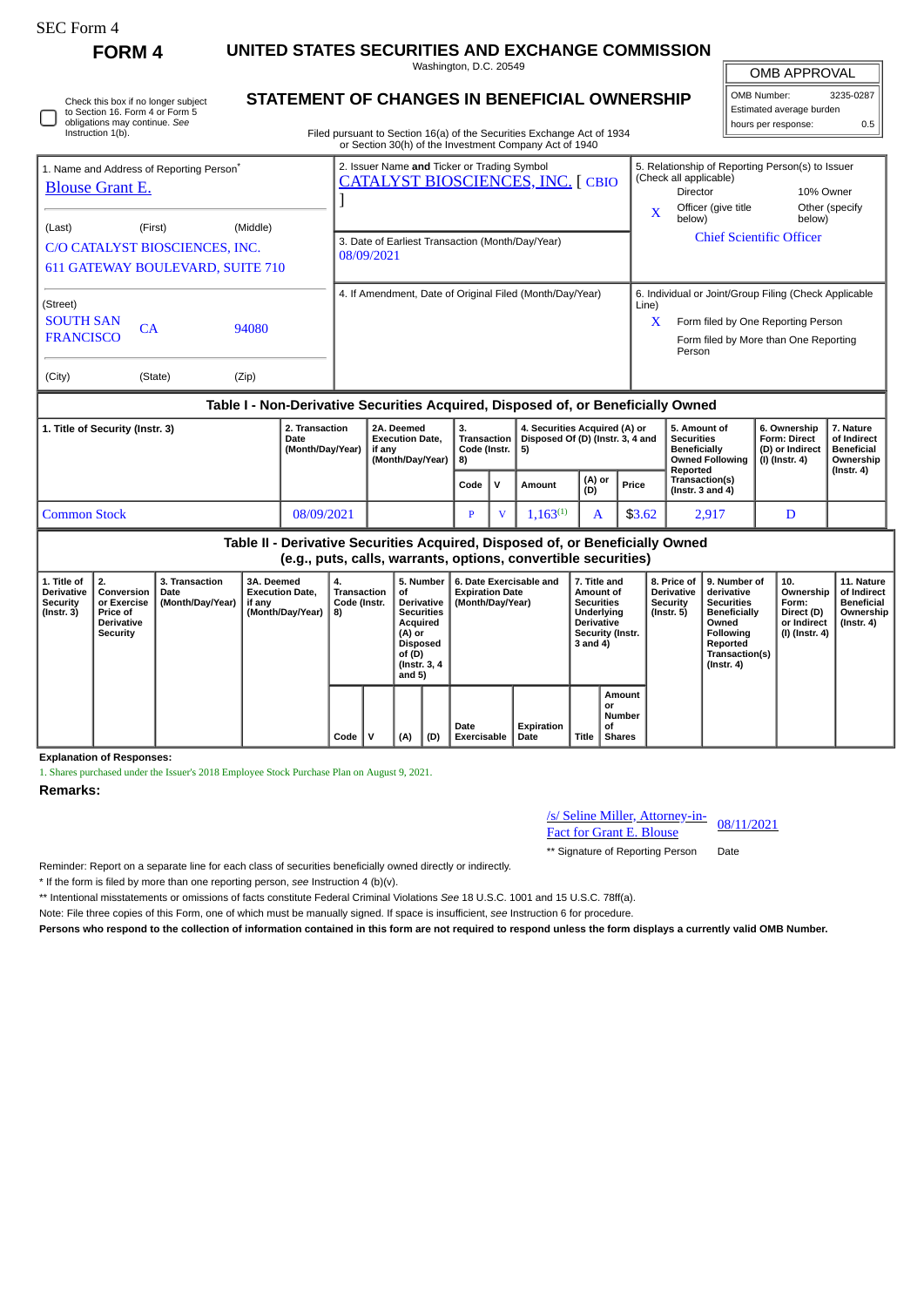SEC Form 4

**FORM 4**

# UNITED STATES SECURITIES AND EXCHANGE COMMISSION

Washington, D.C. 20549

## STATEMENT OF CHANGES IN BENEFICIAL OWNERSHIP

Filed pursuant to Section 16(a) of the Securities Exchange Act of 1934 or Section 30(h) of the Investment Company Act of 1940

| OMB APPROVAL | |
|---|---|
| OMB Number: | 3235-0287 |
| Estimated average burden | |
| hours per response: | 0.5 |

☐ Check this box if no longer subject to Section 16. Form 4 or Form 5 obligations may continue. *See* Instruction 1(b).

1. Name and Address of Reporting Person*
Blouse Grant E.

(Last) (First) (Middle)
C/O CATALYST BIOSCIENCES, INC.
611 GATEWAY BOULEVARD, SUITE 710

(Street)
SOUTH SAN FRANCISCO CA 94080

(City) (State) (Zip)

2. Issuer Name **and** Ticker or Trading Symbol
CATALYST BIOSCIENCES, INC. [ CBIO ]

3. Date of Earliest Transaction (Month/Day/Year)
08/09/2021

4. If Amendment, Date of Original Filed (Month/Day/Year)

5. Relationship of Reporting Person(s) to Issuer (Check all applicable)
Director
10% Owner
X Officer (give title below)
Other (specify below)
Chief Scientific Officer

6. Individual or Joint/Group Filing (Check Applicable Line)
X Form filed by One Reporting Person
Form filed by More than One Reporting Person

### Table I - Non-Derivative Securities Acquired, Disposed of, or Beneficially Owned

| 1. Title of Security (Instr. 3) | 2. Transaction Date (Month/Day/Year) | 2A. Deemed Execution Date, if any (Month/Day/Year) | 3. Transaction Code (Instr. 8) | | 4. Securities Acquired (A) or Disposed Of (D) (Instr. 3, 4 and 5) | | | 5. Amount of Securities Beneficially Owned Following Reported Transaction(s) (Instr. 3 and 4) | 6. Ownership Form: Direct (D) or Indirect (I) (Instr. 4) | 7. Nature of Indirect Beneficial Ownership (Instr. 4) |
|---|---|---|---|---|---|---|---|---|---|---|
| | | | Code | V | Amount | (A) or (D) | Price | | | |
| Common Stock | 08/09/2021 | | P | V | 1,163[(1)] | A | $3.62 | 2,917 | D | |

### Table II - Derivative Securities Acquired, Disposed of, or Beneficially Owned (e.g., puts, calls, warrants, options, convertible securities)

| 1. Title of Derivative Security (Instr. 3) | 2. Conversion or Exercise Price of Derivative Security | 3. Transaction Date (Month/Day/Year) | 3A. Deemed Execution Date, if any (Month/Day/Year) | 4. Transaction Code (Instr. 8) | | 5. Number of Derivative Securities Acquired (A) or Disposed of (D) (Instr. 3, 4 and 5) | | 6. Date Exercisable and Expiration Date (Month/Day/Year) | | 7. Title and Amount of Securities Underlying Derivative Security (Instr. 3 and 4) | | 8. Price of Derivative Security (Instr. 5) | 9. Number of derivative Securities Beneficially Owned Following Reported Transaction(s) (Instr. 4) | 10. Ownership Form: Direct (D) or Indirect (I) (Instr. 4) | 11. Nature of Indirect Beneficial Ownership (Instr. 4) |
|---|---|---|---|---|---|---|---|---|---|---|---|---|---|---|---|
| | | | | Code | V | (A) | (D) | Date Exercisable | Expiration Date | Title | Amount or Number of Shares | | | | |

**Explanation of Responses:**

1. Shares purchased under the Issuer's 2018 Employee Stock Purchase Plan on August 9, 2021.

**Remarks:**

/s/ Seline Miller, Attorney-in-Fact for Grant E. Blouse 08/11/2021

** Signature of Reporting Person Date

Reminder: Report on a separate line for each class of securities beneficially owned directly or indirectly.

* If the form is filed by more than one reporting person, *see* Instruction 4 (b)(v).

** Intentional misstatements or omissions of facts constitute Federal Criminal Violations *See* 18 U.S.C. 1001 and 15 U.S.C. 78ff(a).

Note: File three copies of this Form, one of which must be manually signed. If space is insufficient, *see* Instruction 6 for procedure.

**Persons who respond to the collection of information contained in this form are not required to respond unless the form displays a currently valid OMB Number.**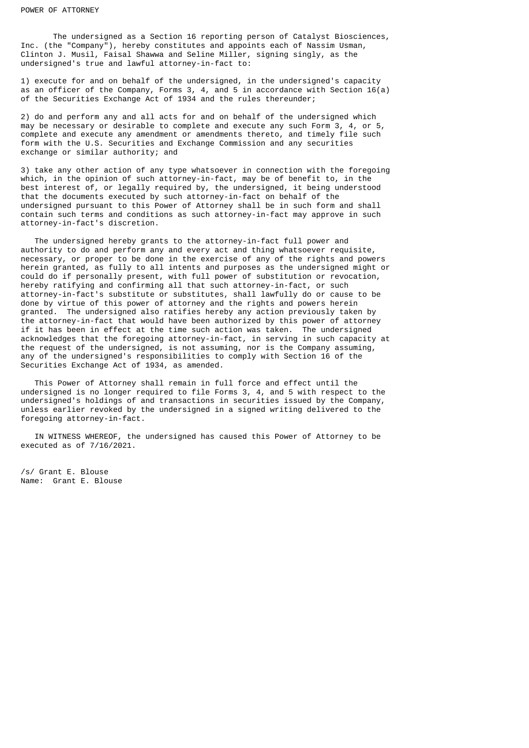POWER OF ATTORNEY

The undersigned as a Section 16 reporting person of Catalyst Biosciences, Inc. (the "Company"), hereby constitutes and appoints each of Nassim Usman, Clinton J. Musil, Faisal Shawwa and Seline Miller, signing singly, as the undersigned's true and lawful attorney-in-fact to:

1) execute for and on behalf of the undersigned, in the undersigned's capacity as an officer of the Company, Forms 3, 4, and 5 in accordance with Section 16(a) of the Securities Exchange Act of 1934 and the rules thereunder;

2) do and perform any and all acts for and on behalf of the undersigned which may be necessary or desirable to complete and execute any such Form 3, 4, or 5, complete and execute any amendment or amendments thereto, and timely file such form with the U.S. Securities and Exchange Commission and any securities exchange or similar authority; and

3) take any other action of any type whatsoever in connection with the foregoing which, in the opinion of such attorney-in-fact, may be of benefit to, in the best interest of, or legally required by, the undersigned, it being understood that the documents executed by such attorney-in-fact on behalf of the undersigned pursuant to this Power of Attorney shall be in such form and shall contain such terms and conditions as such attorney-in-fact may approve in such attorney-in-fact's discretion.

The undersigned hereby grants to the attorney-in-fact full power and authority to do and perform any and every act and thing whatsoever requisite, necessary, or proper to be done in the exercise of any of the rights and powers herein granted, as fully to all intents and purposes as the undersigned might or could do if personally present, with full power of substitution or revocation, hereby ratifying and confirming all that such attorney-in-fact, or such attorney-in-fact's substitute or substitutes, shall lawfully do or cause to be done by virtue of this power of attorney and the rights and powers herein granted. The undersigned also ratifies hereby any action previously taken by the attorney-in-fact that would have been authorized by this power of attorney if it has been in effect at the time such action was taken. The undersigned acknowledges that the foregoing attorney-in-fact, in serving in such capacity at the request of the undersigned, is not assuming, nor is the Company assuming, any of the undersigned's responsibilities to comply with Section 16 of the Securities Exchange Act of 1934, as amended.

This Power of Attorney shall remain in full force and effect until the undersigned is no longer required to file Forms 3, 4, and 5 with respect to the undersigned's holdings of and transactions in securities issued by the Company, unless earlier revoked by the undersigned in a signed writing delivered to the foregoing attorney-in-fact.

IN WITNESS WHEREOF, the undersigned has caused this Power of Attorney to be executed as of 7/16/2021.

/s/ Grant E. Blouse
Name: Grant E. Blouse